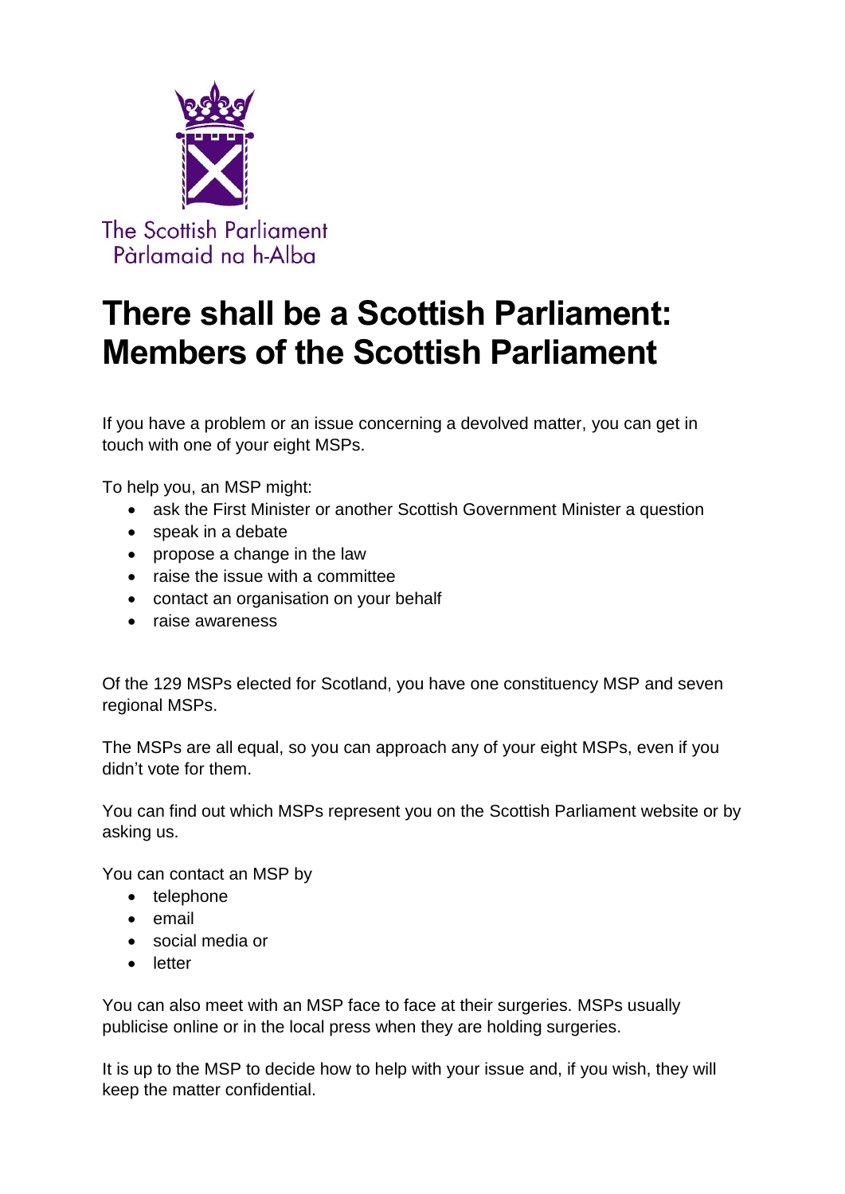The Scottish Parliament
Pàrlamaid na h-Alba

# There shall be a Scottish Parliament: Members of the Scottish Parliament

If you have a problem or an issue concerning a devolved matter, you can get in touch with one of your eight MSPs.

To help you, an MSP might:

- ask the First Minister or another Scottish Government Minister a question
- speak in a debate
- propose a change in the law
- raise the issue with a committee
- contact an organisation on your behalf
- raise awareness

Of the 129 MSPs elected for Scotland, you have one constituency MSP and seven regional MSPs.

The MSPs are all equal, so you can approach any of your eight MSPs, even if you didn't vote for them.

You can find out which MSPs represent you on the Scottish Parliament website or by asking us.

You can contact an MSP by

- telephone
- email
- social media or
- letter

You can also meet with an MSP face to face at their surgeries. MSPs usually publicise online or in the local press when they are holding surgeries.

It is up to the MSP to decide how to help with your issue and, if you wish, they will keep the matter confidential.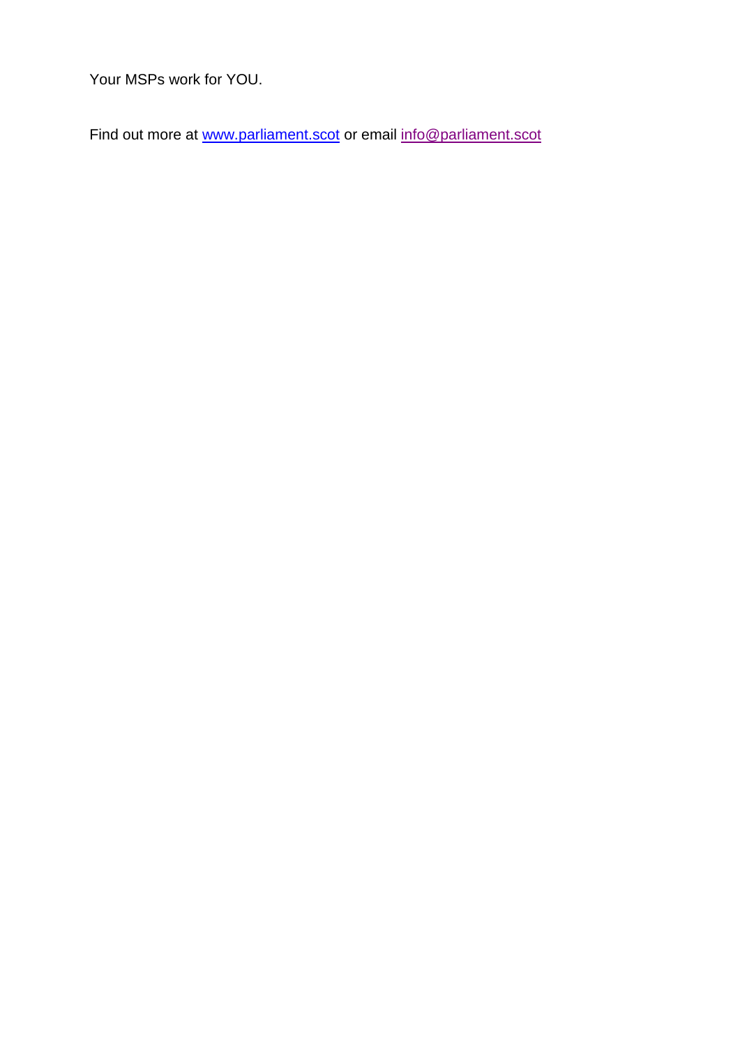Your MSPs work for YOU.

Find out more at www.parliament.scot or email info@parliament.scot